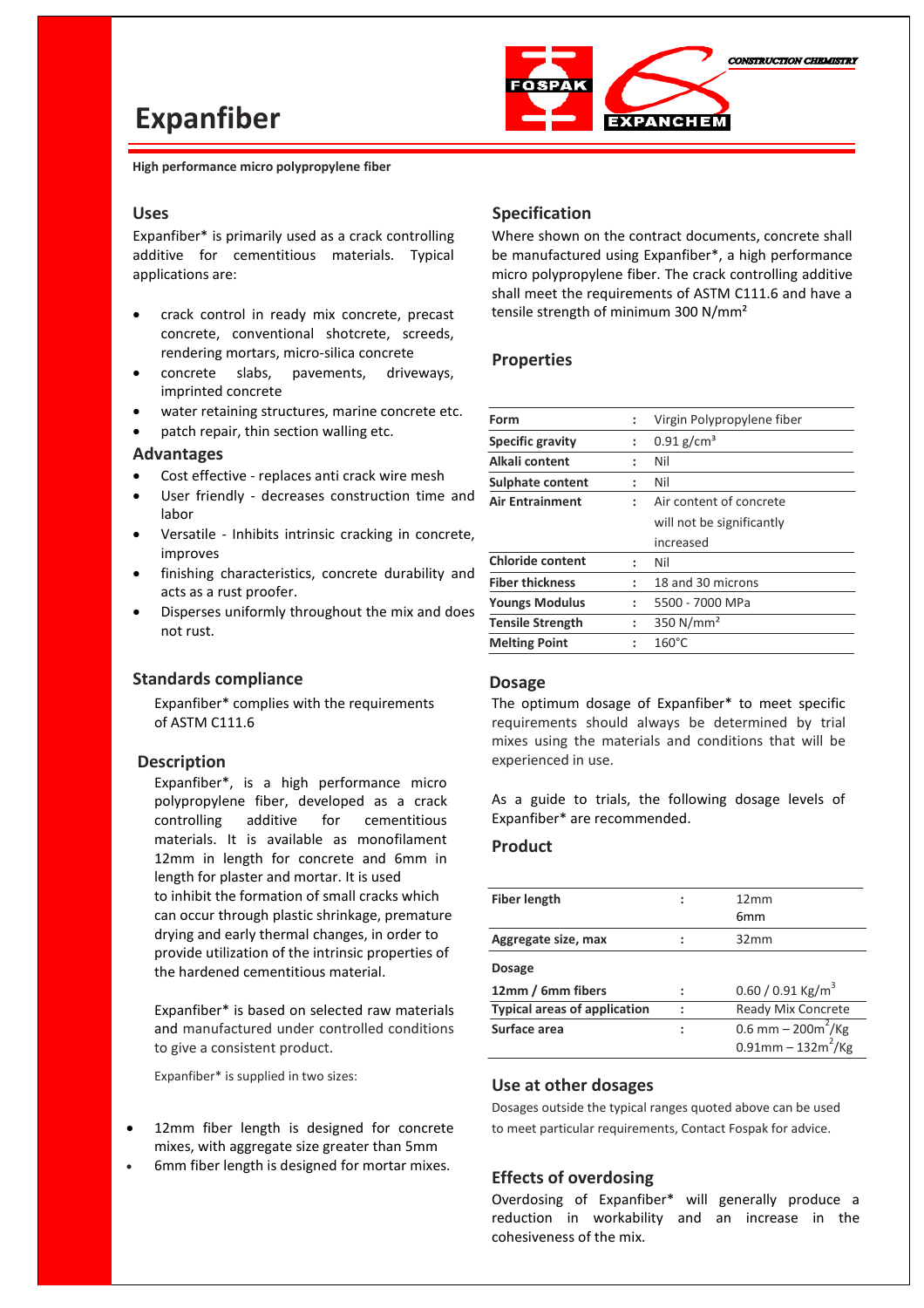# Expanfiber

CONSTRUCTION CHEMISTRY

**High performance micro polypropylene fiber**

## Uses

Expanfiber* is primarily used as a crack controlling additive for cementitious materials. Typical applications are:

- crack control in ready mix concrete, precast concrete, conventional shotcrete, screeds, rendering mortars, micro-silica concrete
- concrete slabs, pavements, driveways, imprinted concrete
- water retaining structures, marine concrete etc.
- patch repair, thin section walling etc.

## Advantages

- Cost effective - replaces anti crack wire mesh
- User friendly - decreases construction time and labor
- Versatile - Inhibits intrinsic cracking in concrete, improves
- finishing characteristics, concrete durability and acts as a rust proofer.
- Disperses uniformly throughout the mix and does not rust.

## Standards compliance

Expanfiber* complies with the requirements of ASTM C111.6

## Description

Expanfiber*, is a high performance micro polypropylene fiber, developed as a crack controlling additive for cementitious materials. It is available as monofilament 12mm in length for concrete and 6mm in length for plaster and mortar. It is used to inhibit the formation of small cracks which can occur through plastic shrinkage, premature drying and early thermal changes, in order to provide utilization of the intrinsic properties of the hardened cementitious material.

Expanfiber* is based on selected raw materials and manufactured under controlled conditions to give a consistent product.

Expanfiber* is supplied in two sizes:

- 12mm fiber length is designed for concrete mixes, with aggregate size greater than 5mm
- 6mm fiber length is designed for mortar mixes.

## Specification

Where shown on the contract documents, concrete shall be manufactured using Expanfiber*, a high performance micro polypropylene fiber. The crack controlling additive shall meet the requirements of ASTM C111.6 and have a tensile strength of minimum 300 N/mm²

## Properties

| | | |
|---|---|---|
| **Form** | : | Virgin Polypropylene fiber |
| **Specific gravity** | : | 0.91 g/cm³ |
| **Alkali content** | : | Nil |
| **Sulphate content** | : | Nil |
| **Air Entrainment** | : | Air content of concrete will not be significantly increased |
| **Chloride content** | : | Nil |
| **Fiber thickness** | : | 18 and 30 microns |
| **Youngs Modulus** | : | 5500 - 7000 MPa |
| **Tensile Strength** | : | 350 N/mm² |
| **Melting Point** | : | 160°C |

## Dosage

The optimum dosage of Expanfiber* to meet specific requirements should always be determined by trial mixes using the materials and conditions that will be experienced in use.

As a guide to trials, the following dosage levels of Expanfiber* are recommended.

## Product

| | | |
|---|---|---|
| **Fiber length** | : | 12mm<br>6mm |
| **Aggregate size, max** | : | 32mm |
| **Dosage** | | |
| **12mm / 6mm fibers** | : | 0.60 / 0.91 Kg/m³ |
| **Typical areas of application** | : | Ready Mix Concrete |
| **Surface area** | : | 0.6 mm – 200m²/Kg<br>0.91mm – 132m²/Kg |

## Use at other dosages

Dosages outside the typical ranges quoted above can be used to meet particular requirements, Contact Fospak for advice.

## Effects of overdosing

Overdosing of Expanfiber* will generally produce a reduction in workability and an increase in the cohesiveness of the mix.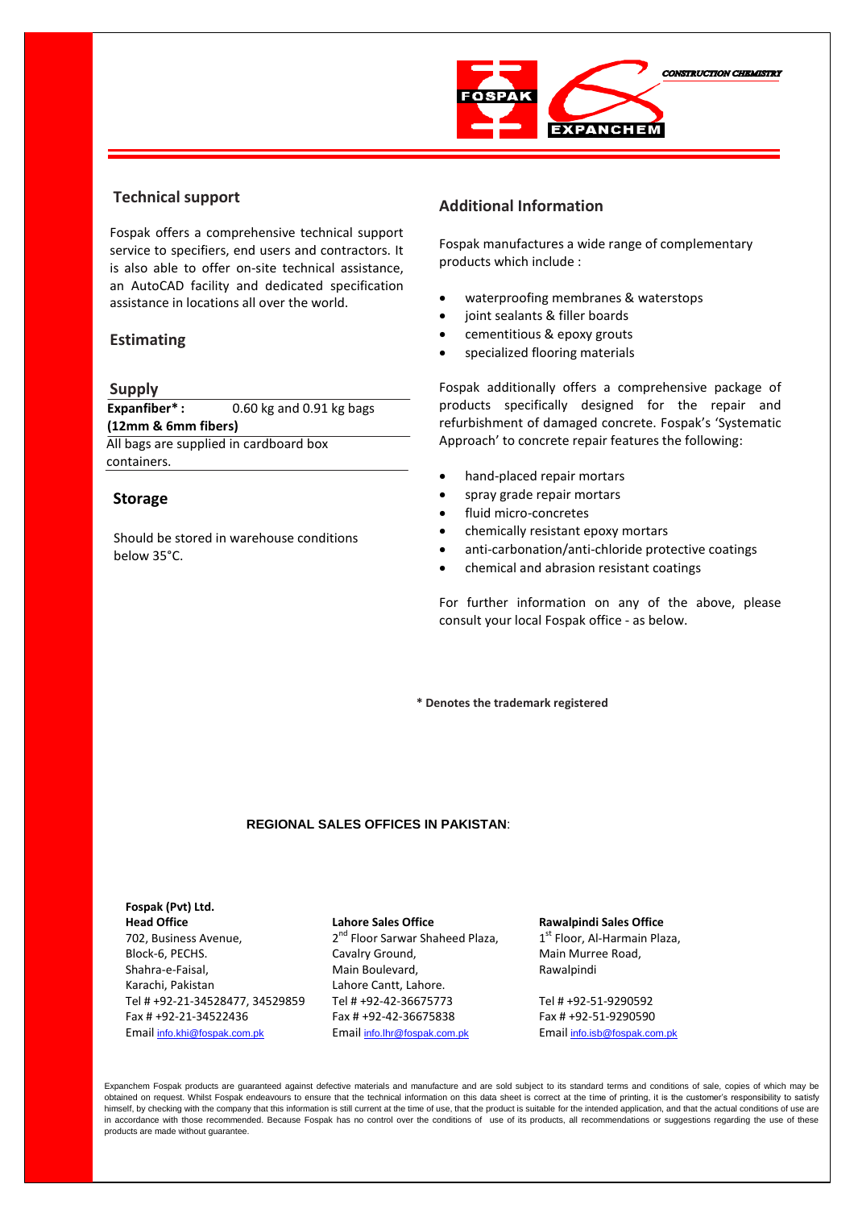## Technical support

Fospak offers a comprehensive technical support service to specifiers, end users and contractors. It is also able to offer on-site technical assistance, an AutoCAD facility and dedicated specification assistance in locations all over the world.

## Estimating

## Supply

| | |
|---|---|
| **Expanfiber* :** **(12mm & 6mm fibers)** | 0.60 kg and 0.91 kg bags |
| All bags are supplied in cardboard box containers. | |

## Storage

Should be stored in warehouse conditions below 35°C.

## Additional Information

Fospak manufactures a wide range of complementary products which include :

- waterproofing membranes & waterstops
- joint sealants & filler boards
- cementitious & epoxy grouts
- specialized flooring materials

Fospak additionally offers a comprehensive package of products specifically designed for the repair and refurbishment of damaged concrete. Fospak's 'Systematic Approach' to concrete repair features the following:

- hand-placed repair mortars
- spray grade repair mortars
- fluid micro-concretes
- chemically resistant epoxy mortars
- anti-carbonation/anti-chloride protective coatings
- chemical and abrasion resistant coatings

For further information on any of the above, please consult your local Fospak office - as below.

**\* Denotes the trademark registered**

**REGIONAL SALES OFFICES IN PAKISTAN**:

**Fospak (Pvt) Ltd.**
**Head Office**
702, Business Avenue,
Block-6, PECHS.
Shahra-e-Faisal,
Karachi, Pakistan
Tel # +92-21-34528477, 34529859
Fax # +92-21-34522436
Email info.khi@fospak.com.pk

**Lahore Sales Office**
2nd Floor Sarwar Shaheed Plaza,
Cavalry Ground,
Main Boulevard,
Lahore Cantt, Lahore.
Tel # +92-42-36675773
Fax # +92-42-36675838
Email info.lhr@fospak.com.pk

**Rawalpindi Sales Office**
1st Floor, Al-Harmain Plaza,
Main Murree Road,
Rawalpindi

Tel # +92-51-9290592
Fax # +92-51-9290590
Email info.isb@fospak.com.pk

Expanchem Fospak products are guaranteed against defective materials and manufacture and are sold subject to its standard terms and conditions of sale, copies of which may be obtained on request. Whilst Fospak endeavours to ensure that the technical information on this data sheet is correct at the time of printing, it is the customer's responsibility to satisfy himself, by checking with the company that this information is still current at the time of use, that the product is suitable for the intended application, and that the actual conditions of use are in accordance with those recommended. Because Fospak has no control over the conditions of use of its products, all recommendations or suggestions regarding the use of these products are made without guarantee.